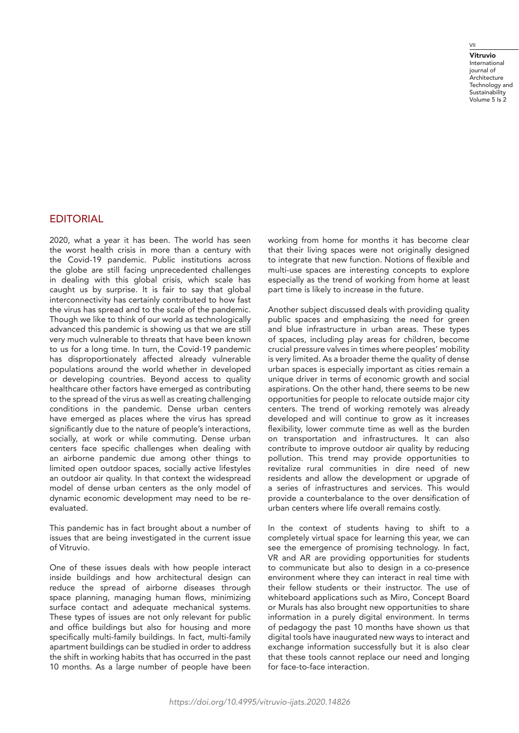## EDITORIAL

2020, what a year it has been. The world has seen the worst health crisis in more than a century with the Covid-19 pandemic. Public institutions across the globe are still facing unprecedented challenges in dealing with this global crisis, which scale has caught us by surprise. It is fair to say that global interconnectivity has certainly contributed to how fast the virus has spread and to the scale of the pandemic. Though we like to think of our world as technologically advanced this pandemic is showing us that we are still very much vulnerable to threats that have been known to us for a long time. In turn, the Covid-19 pandemic has disproportionately affected already vulnerable populations around the world whether in developed or developing countries. Beyond access to quality healthcare other factors have emerged as contributing to the spread of the virus as well as creating challenging conditions in the pandemic. Dense urban centers have emerged as places where the virus has spread significantly due to the nature of people's interactions, socially, at work or while commuting. Dense urban centers face specific challenges when dealing with an airborne pandemic due among other things to limited open outdoor spaces, socially active lifestyles an outdoor air quality. In that context the widespread model of dense urban centers as the only model of dynamic economic development may need to be re-evaluated.

This pandemic has in fact brought about a number of issues that are being investigated in the current issue of Vitruvio.

One of these issues deals with how people interact inside buildings and how architectural design can reduce the spread of airborne diseases through space planning, managing human flows, minimizing surface contact and adequate mechanical systems. These types of issues are not only relevant for public and office buildings but also for housing and more specifically multi-family buildings. In fact, multi-family apartment buildings can be studied in order to address the shift in working habits that has occurred in the past 10 months. As a large number of people have been working from home for months it has become clear that their living spaces were not originally designed to integrate that new function. Notions of flexible and multi-use spaces are interesting concepts to explore especially as the trend of working from home at least part time is likely to increase in the future.

Another subject discussed deals with providing quality public spaces and emphasizing the need for green and blue infrastructure in urban areas. These types of spaces, including play areas for children, become crucial pressure valves in times where peoples' mobility is very limited. As a broader theme the quality of dense urban spaces is especially important as cities remain a unique driver in terms of economic growth and social aspirations. On the other hand, there seems to be new opportunities for people to relocate outside major city centers. The trend of working remotely was already developed and will continue to grow as it increases flexibility, lower commute time as well as the burden on transportation and infrastructures. It can also contribute to improve outdoor air quality by reducing pollution. This trend may provide opportunities to revitalize rural communities in dire need of new residents and allow the development or upgrade of a series of infrastructures and services. This would provide a counterbalance to the over densification of urban centers where life overall remains costly.

In the context of students having to shift to a completely virtual space for learning this year, we can see the emergence of promising technology. In fact, VR and AR are providing opportunities for students to communicate but also to design in a co-presence environment where they can interact in real time with their fellow students or their instructor. The use of whiteboard applications such as Miro, Concept Board or Murals has also brought new opportunities to share information in a purely digital environment. In terms of pedagogy the past 10 months have shown us that digital tools have inaugurated new ways to interact and exchange information successfully but it is also clear that these tools cannot replace our need and longing for face-to-face interaction.

*https://doi.org/10.4995/vitruvio-ijats.2020.14826*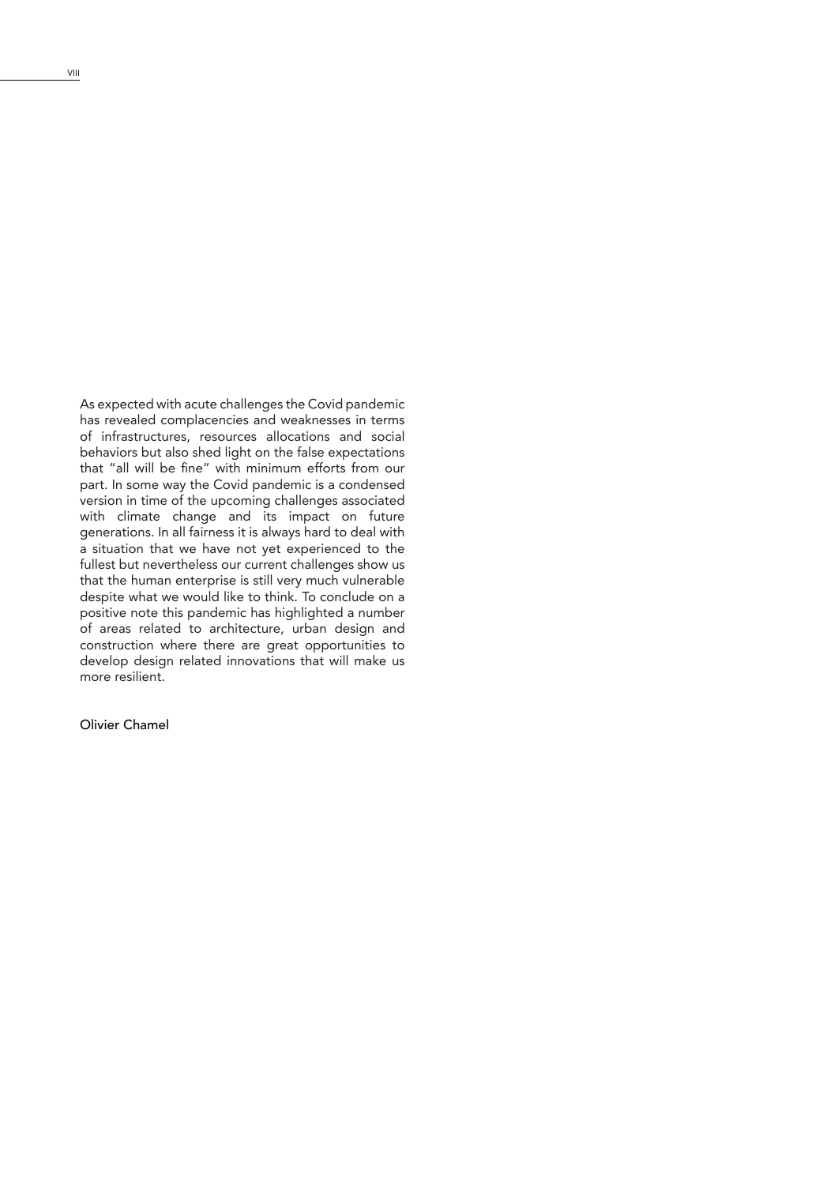As expected with acute challenges the Covid pandemic has revealed complacencies and weaknesses in terms of infrastructures, resources allocations and social behaviors but also shed light on the false expectations that "all will be fine" with minimum efforts from our part. In some way the Covid pandemic is a condensed version in time of the upcoming challenges associated with climate change and its impact on future generations. In all fairness it is always hard to deal with a situation that we have not yet experienced to the fullest but nevertheless our current challenges show us that the human enterprise is still very much vulnerable despite what we would like to think. To conclude on a positive note this pandemic has highlighted a number of areas related to architecture, urban design and construction where there are great opportunities to develop design related innovations that will make us more resilient.

Olivier Chamel